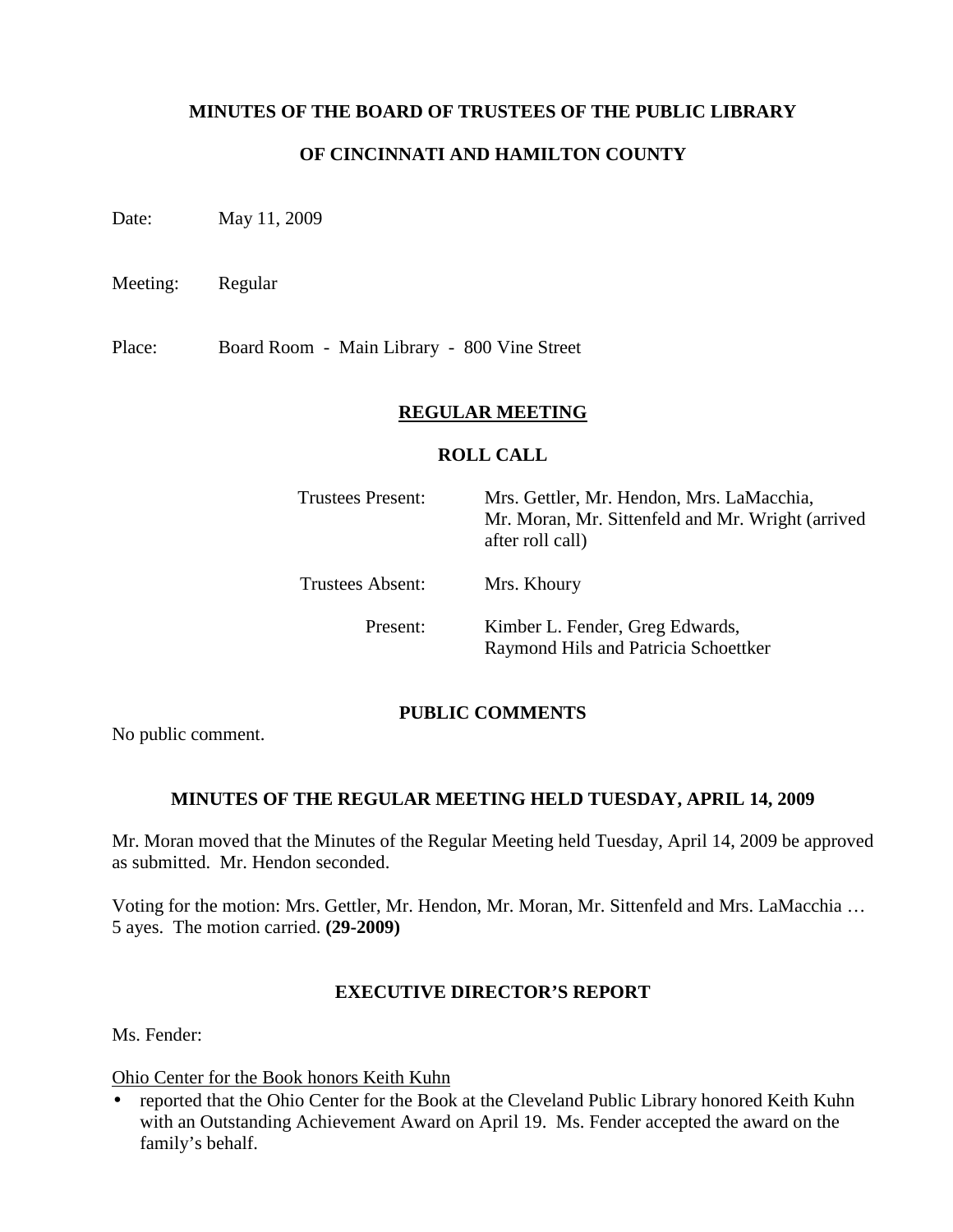# MINUTES OF THE BOARD OF TRUSTEES OF THE PUBLIC LIBRARY

# OF CINCINNATI AND HAMILTON COUNTY

Date: May 11, 2009

Meeting: Regular

Place: Board Room - Main Library - 800 Vine Street

## REGULAR MEETING

### ROLL CALL

| | |
|---|---|
| Trustees Present: | Mrs. Gettler, Mr. Hendon, Mrs. LaMacchia, Mr. Moran, Mr. Sittenfeld and Mr. Wright (arrived after roll call) |
| Trustees Absent: | Mrs. Khoury |
| Present: | Kimber L. Fender, Greg Edwards, Raymond Hils and Patricia Schoettker |

### PUBLIC COMMENTS

No public comment.

### MINUTES OF THE REGULAR MEETING HELD TUESDAY, APRIL 14, 2009

Mr. Moran moved that the Minutes of the Regular Meeting held Tuesday, April 14, 2009 be approved as submitted. Mr. Hendon seconded.

Voting for the motion: Mrs. Gettler, Mr. Hendon, Mr. Moran, Mr. Sittenfeld and Mrs. LaMacchia … 5 ayes. The motion carried. **(29-2009)**

### EXECUTIVE DIRECTOR'S REPORT

Ms. Fender:

Ohio Center for the Book honors Keith Kuhn

- reported that the Ohio Center for the Book at the Cleveland Public Library honored Keith Kuhn with an Outstanding Achievement Award on April 19. Ms. Fender accepted the award on the family's behalf.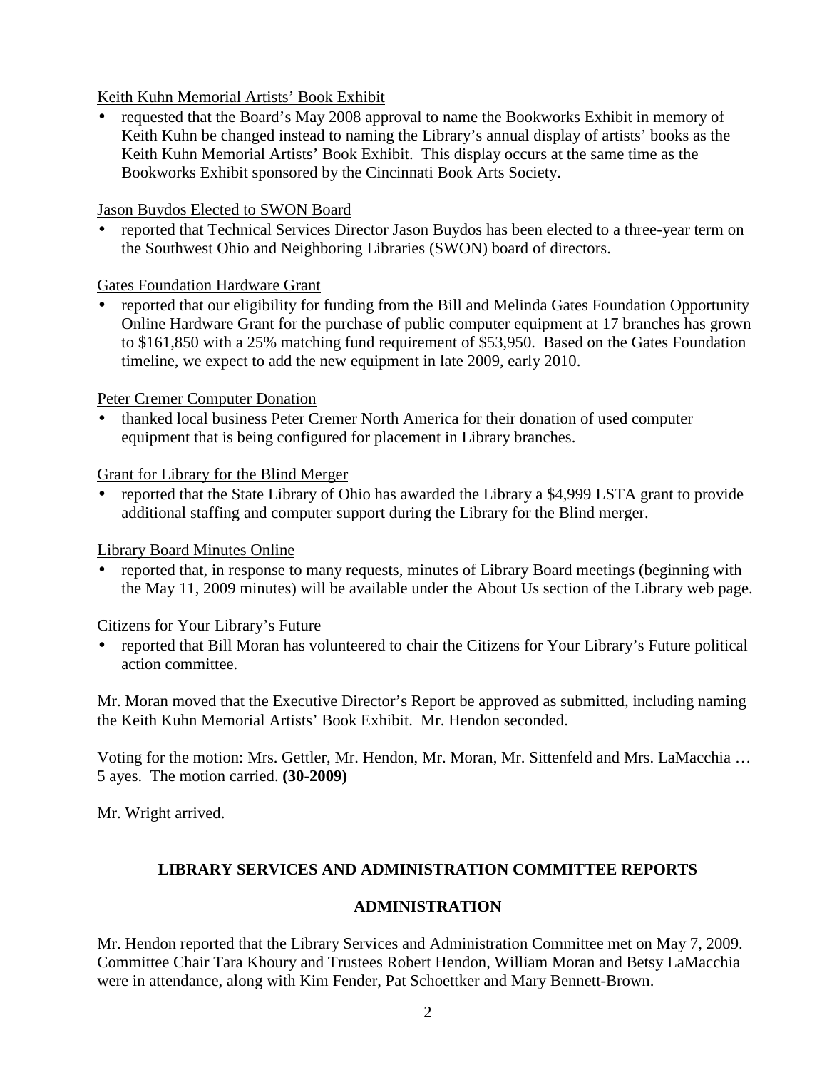Keith Kuhn Memorial Artists' Book Exhibit

- requested that the Board's May 2008 approval to name the Bookworks Exhibit in memory of Keith Kuhn be changed instead to naming the Library's annual display of artists' books as the Keith Kuhn Memorial Artists' Book Exhibit. This display occurs at the same time as the Bookworks Exhibit sponsored by the Cincinnati Book Arts Society.

Jason Buydos Elected to SWON Board

- reported that Technical Services Director Jason Buydos has been elected to a three-year term on the Southwest Ohio and Neighboring Libraries (SWON) board of directors.

Gates Foundation Hardware Grant

- reported that our eligibility for funding from the Bill and Melinda Gates Foundation Opportunity Online Hardware Grant for the purchase of public computer equipment at 17 branches has grown to $161,850 with a 25% matching fund requirement of $53,950. Based on the Gates Foundation timeline, we expect to add the new equipment in late 2009, early 2010.

Peter Cremer Computer Donation

- thanked local business Peter Cremer North America for their donation of used computer equipment that is being configured for placement in Library branches.

Grant for Library for the Blind Merger

- reported that the State Library of Ohio has awarded the Library a $4,999 LSTA grant to provide additional staffing and computer support during the Library for the Blind merger.

Library Board Minutes Online

- reported that, in response to many requests, minutes of Library Board meetings (beginning with the May 11, 2009 minutes) will be available under the About Us section of the Library web page.

Citizens for Your Library's Future

- reported that Bill Moran has volunteered to chair the Citizens for Your Library's Future political action committee.

Mr. Moran moved that the Executive Director's Report be approved as submitted, including naming the Keith Kuhn Memorial Artists' Book Exhibit. Mr. Hendon seconded.

Voting for the motion: Mrs. Gettler, Mr. Hendon, Mr. Moran, Mr. Sittenfeld and Mrs. LaMacchia … 5 ayes. The motion carried. **(30-2009)**

Mr. Wright arrived.

## LIBRARY SERVICES AND ADMINISTRATION COMMITTEE REPORTS

### ADMINISTRATION

Mr. Hendon reported that the Library Services and Administration Committee met on May 7, 2009. Committee Chair Tara Khoury and Trustees Robert Hendon, William Moran and Betsy LaMacchia were in attendance, along with Kim Fender, Pat Schoettker and Mary Bennett-Brown.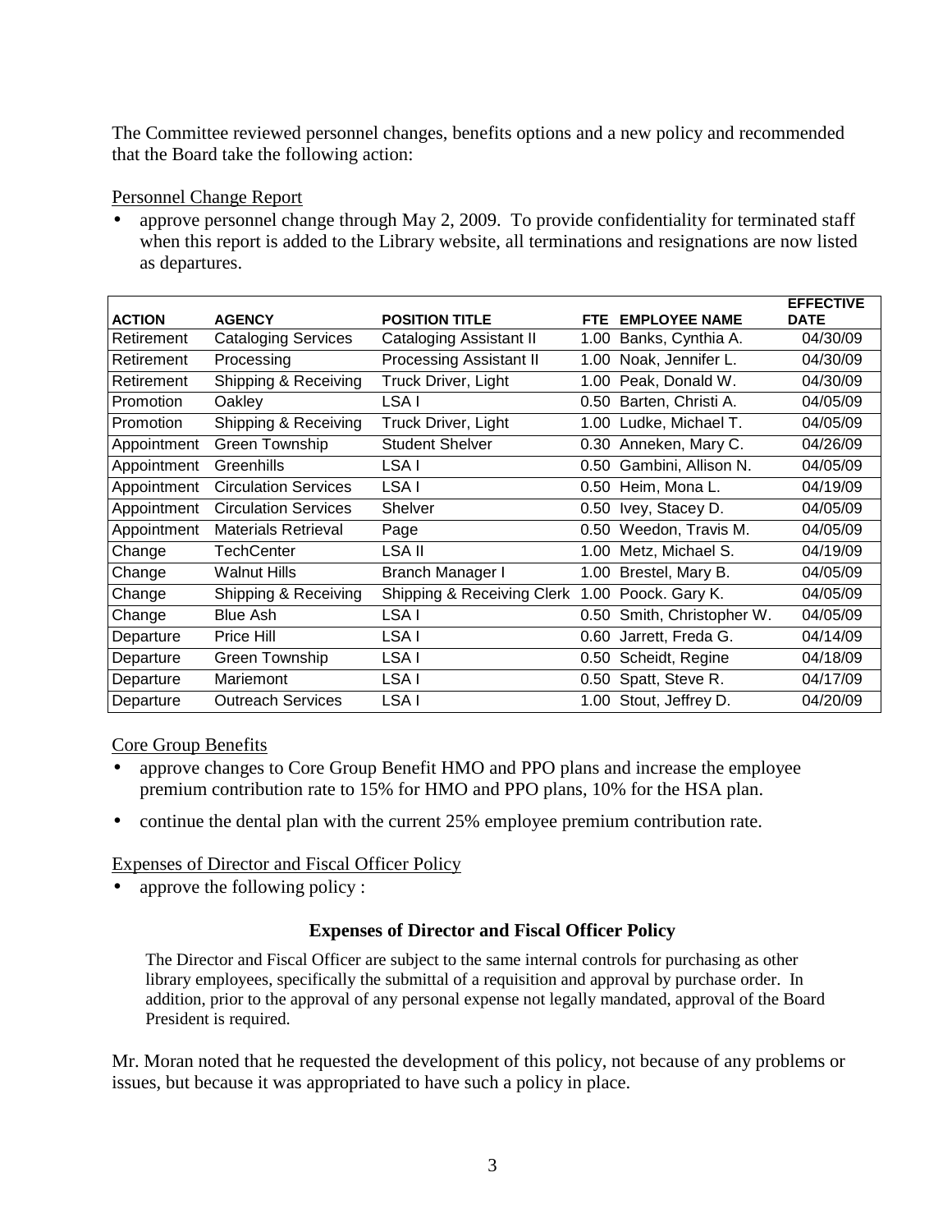The Committee reviewed personnel changes, benefits options and a new policy and recommended that the Board take the following action:

Personnel Change Report

- approve personnel change through May 2, 2009. To provide confidentiality for terminated staff when this report is added to the Library website, all terminations and resignations are now listed as departures.

| ACTION | AGENCY | POSITION TITLE | FTE | EMPLOYEE NAME | EFFECTIVE DATE |
|---|---|---|---|---|---|
| Retirement | Cataloging Services | Cataloging Assistant II | 1.00 | Banks, Cynthia A. | 04/30/09 |
| Retirement | Processing | Processing Assistant II | 1.00 | Noak, Jennifer L. | 04/30/09 |
| Retirement | Shipping & Receiving | Truck Driver, Light | 1.00 | Peak, Donald W. | 04/30/09 |
| Promotion | Oakley | LSA I | 0.50 | Barten, Christi A. | 04/05/09 |
| Promotion | Shipping & Receiving | Truck Driver, Light | 1.00 | Ludke, Michael T. | 04/05/09 |
| Appointment | Green Township | Student Shelver | 0.30 | Anneken, Mary C. | 04/26/09 |
| Appointment | Greenhills | LSA I | 0.50 | Gambini, Allison N. | 04/05/09 |
| Appointment | Circulation Services | LSA I | 0.50 | Heim, Mona L. | 04/19/09 |
| Appointment | Circulation Services | Shelver | 0.50 | Ivey, Stacey D. | 04/05/09 |
| Appointment | Materials Retrieval | Page | 0.50 | Weedon, Travis M. | 04/05/09 |
| Change | TechCenter | LSA II | 1.00 | Metz, Michael S. | 04/19/09 |
| Change | Walnut Hills | Branch Manager I | 1.00 | Brestel, Mary B. | 04/05/09 |
| Change | Shipping & Receiving | Shipping & Receiving Clerk | 1.00 | Poock. Gary K. | 04/05/09 |
| Change | Blue Ash | LSA I | 0.50 | Smith, Christopher W. | 04/05/09 |
| Departure | Price Hill | LSA I | 0.60 | Jarrett, Freda G. | 04/14/09 |
| Departure | Green Township | LSA I | 0.50 | Scheidt, Regine | 04/18/09 |
| Departure | Mariemont | LSA I | 0.50 | Spatt, Steve R. | 04/17/09 |
| Departure | Outreach Services | LSA I | 1.00 | Stout, Jeffrey D. | 04/20/09 |

Core Group Benefits

- approve changes to Core Group Benefit HMO and PPO plans and increase the employee premium contribution rate to 15% for HMO and PPO plans, 10% for the HSA plan.
- continue the dental plan with the current 25% employee premium contribution rate.

Expenses of Director and Fiscal Officer Policy

- approve the following policy :

**Expenses of Director and Fiscal Officer Policy**

The Director and Fiscal Officer are subject to the same internal controls for purchasing as other library employees, specifically the submittal of a requisition and approval by purchase order. In addition, prior to the approval of any personal expense not legally mandated, approval of the Board President is required.

Mr. Moran noted that he requested the development of this policy, not because of any problems or issues, but because it was appropriated to have such a policy in place.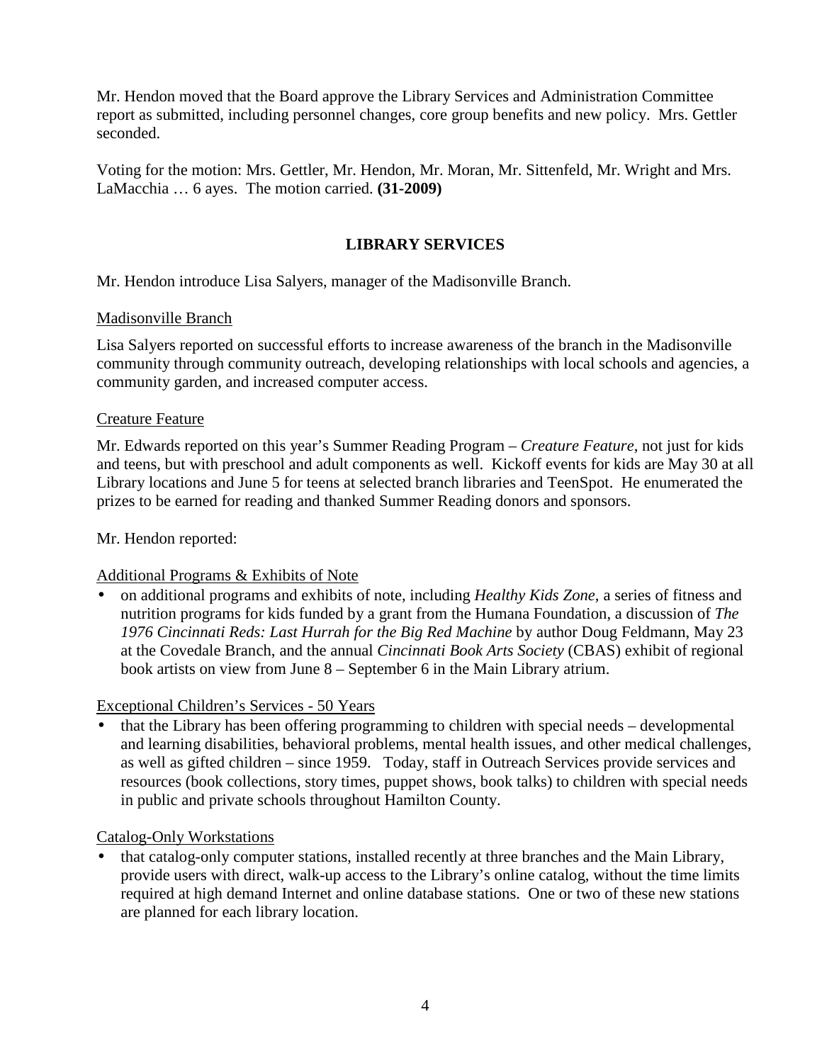Mr. Hendon moved that the Board approve the Library Services and Administration Committee report as submitted, including personnel changes, core group benefits and new policy. Mrs. Gettler seconded.

Voting for the motion: Mrs. Gettler, Mr. Hendon, Mr. Moran, Mr. Sittenfeld, Mr. Wright and Mrs. LaMacchia … 6 ayes. The motion carried. **(31-2009)**

## LIBRARY SERVICES

Mr. Hendon introduce Lisa Salyers, manager of the Madisonville Branch.

Madisonville Branch

Lisa Salyers reported on successful efforts to increase awareness of the branch in the Madisonville community through community outreach, developing relationships with local schools and agencies, a community garden, and increased computer access.

Creature Feature

Mr. Edwards reported on this year's Summer Reading Program – *Creature Feature*, not just for kids and teens, but with preschool and adult components as well. Kickoff events for kids are May 30 at all Library locations and June 5 for teens at selected branch libraries and TeenSpot. He enumerated the prizes to be earned for reading and thanked Summer Reading donors and sponsors.

Mr. Hendon reported:

Additional Programs & Exhibits of Note

- on additional programs and exhibits of note, including *Healthy Kids Zone*, a series of fitness and nutrition programs for kids funded by a grant from the Humana Foundation, a discussion of *The 1976 Cincinnati Reds: Last Hurrah for the Big Red Machine* by author Doug Feldmann, May 23 at the Covedale Branch, and the annual *Cincinnati Book Arts Society* (CBAS) exhibit of regional book artists on view from June 8 – September 6 in the Main Library atrium.

Exceptional Children's Services - 50 Years

- that the Library has been offering programming to children with special needs – developmental and learning disabilities, behavioral problems, mental health issues, and other medical challenges, as well as gifted children – since 1959. Today, staff in Outreach Services provide services and resources (book collections, story times, puppet shows, book talks) to children with special needs in public and private schools throughout Hamilton County.

Catalog-Only Workstations

- that catalog-only computer stations, installed recently at three branches and the Main Library, provide users with direct, walk-up access to the Library's online catalog, without the time limits required at high demand Internet and online database stations. One or two of these new stations are planned for each library location.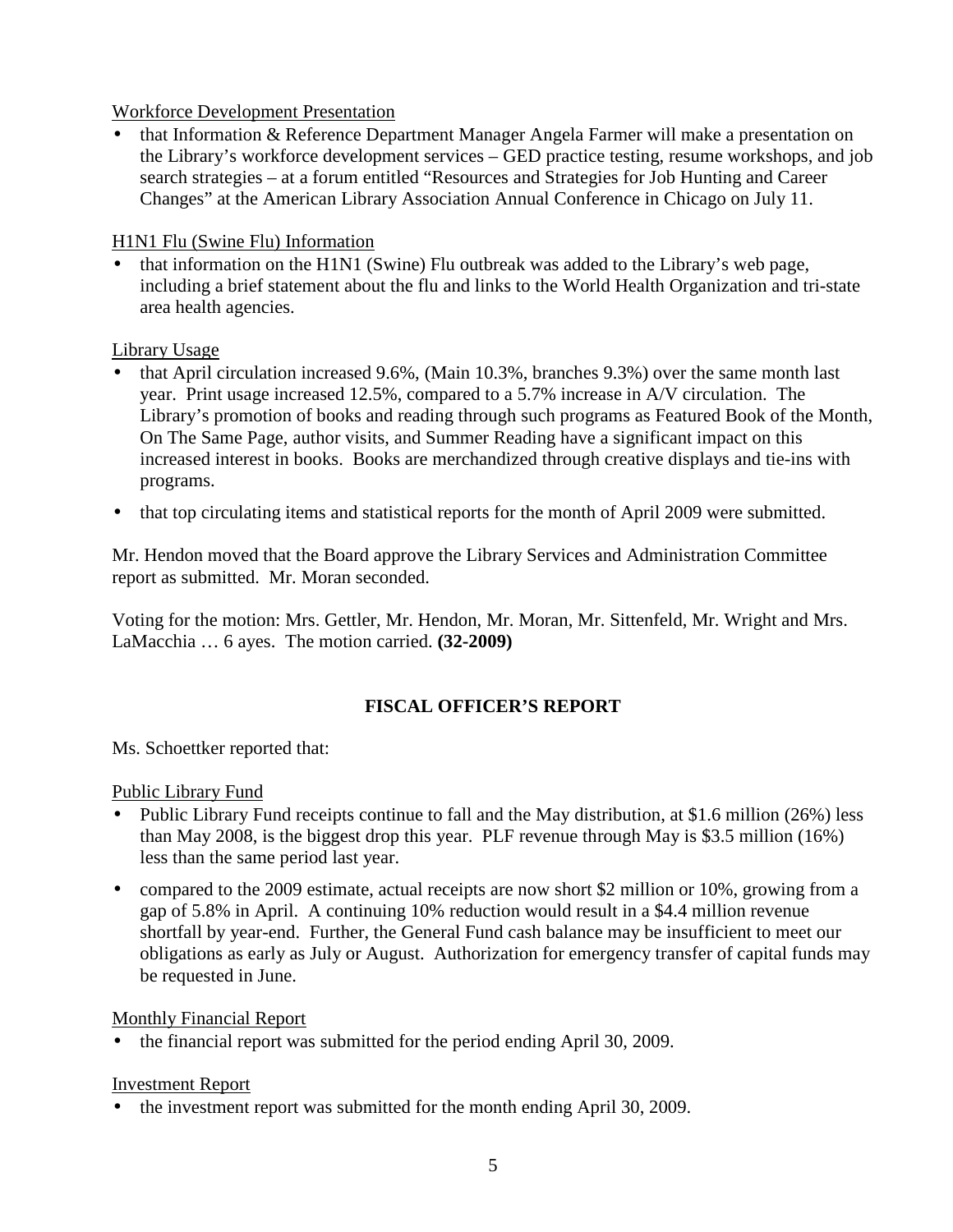Workforce Development Presentation

- that Information & Reference Department Manager Angela Farmer will make a presentation on the Library's workforce development services – GED practice testing, resume workshops, and job search strategies – at a forum entitled "Resources and Strategies for Job Hunting and Career Changes" at the American Library Association Annual Conference in Chicago on July 11.

H1N1 Flu (Swine Flu) Information

- that information on the H1N1 (Swine) Flu outbreak was added to the Library's web page, including a brief statement about the flu and links to the World Health Organization and tri-state area health agencies.

Library Usage

- that April circulation increased 9.6%, (Main 10.3%, branches 9.3%) over the same month last year. Print usage increased 12.5%, compared to a 5.7% increase in A/V circulation. The Library's promotion of books and reading through such programs as Featured Book of the Month, On The Same Page, author visits, and Summer Reading have a significant impact on this increased interest in books. Books are merchandized through creative displays and tie-ins with programs.
- that top circulating items and statistical reports for the month of April 2009 were submitted.

Mr. Hendon moved that the Board approve the Library Services and Administration Committee report as submitted. Mr. Moran seconded.

Voting for the motion: Mrs. Gettler, Mr. Hendon, Mr. Moran, Mr. Sittenfeld, Mr. Wright and Mrs. LaMacchia … 6 ayes. The motion carried. **(32-2009)**

## FISCAL OFFICER'S REPORT

Ms. Schoettker reported that:

Public Library Fund

- Public Library Fund receipts continue to fall and the May distribution, at $1.6 million (26%) less than May 2008, is the biggest drop this year. PLF revenue through May is $3.5 million (16%) less than the same period last year.
- compared to the 2009 estimate, actual receipts are now short $2 million or 10%, growing from a gap of 5.8% in April. A continuing 10% reduction would result in a $4.4 million revenue shortfall by year-end. Further, the General Fund cash balance may be insufficient to meet our obligations as early as July or August. Authorization for emergency transfer of capital funds may be requested in June.

Monthly Financial Report

- the financial report was submitted for the period ending April 30, 2009.

Investment Report

- the investment report was submitted for the month ending April 30, 2009.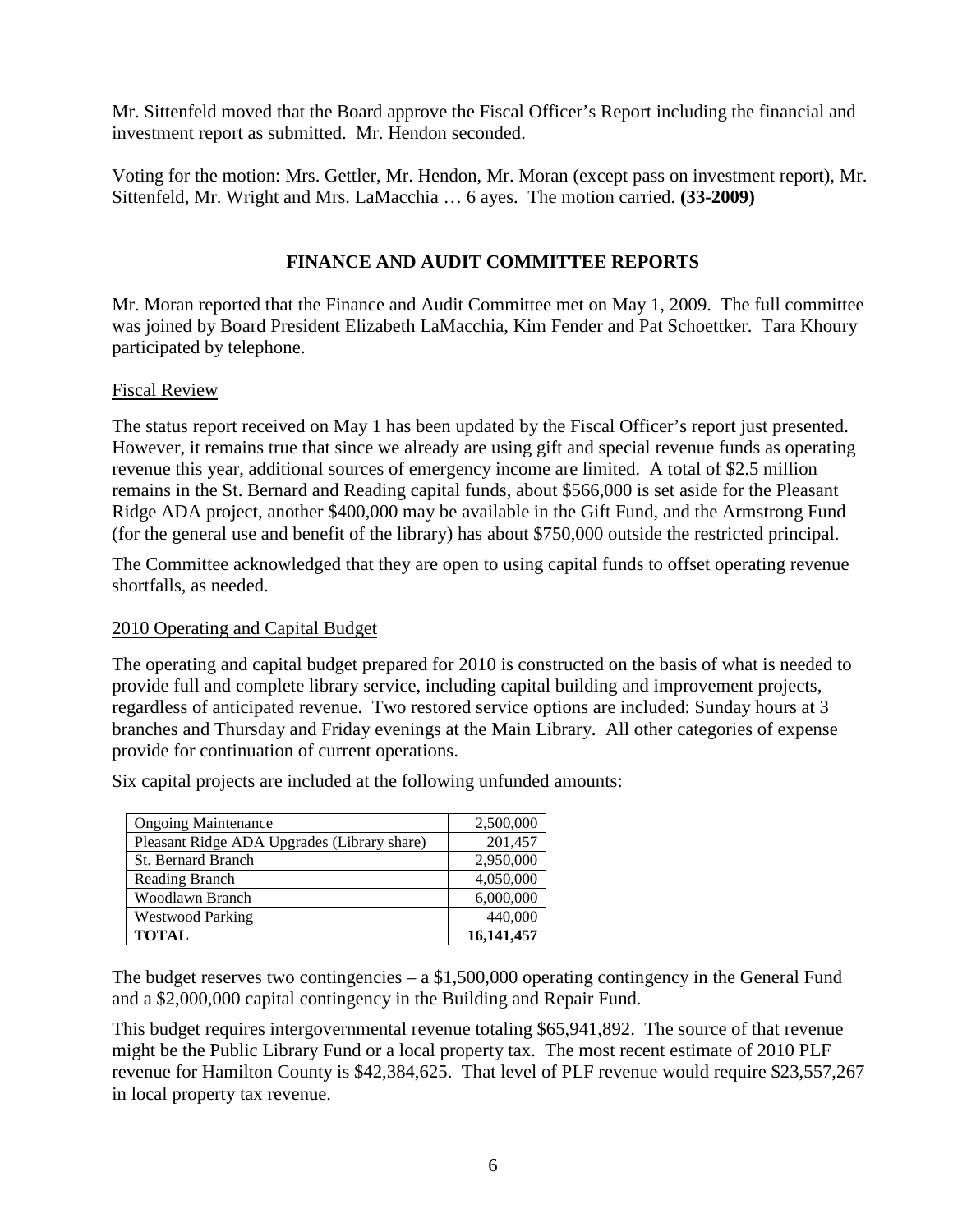Mr. Sittenfeld moved that the Board approve the Fiscal Officer's Report including the financial and investment report as submitted. Mr. Hendon seconded.

Voting for the motion: Mrs. Gettler, Mr. Hendon, Mr. Moran (except pass on investment report), Mr. Sittenfeld, Mr. Wright and Mrs. LaMacchia … 6 ayes. The motion carried. **(33-2009)**

## FINANCE AND AUDIT COMMITTEE REPORTS

Mr. Moran reported that the Finance and Audit Committee met on May 1, 2009. The full committee was joined by Board President Elizabeth LaMacchia, Kim Fender and Pat Schoettker. Tara Khoury participated by telephone.

Fiscal Review

The status report received on May 1 has been updated by the Fiscal Officer's report just presented. However, it remains true that since we already are using gift and special revenue funds as operating revenue this year, additional sources of emergency income are limited. A total of $2.5 million remains in the St. Bernard and Reading capital funds, about $566,000 is set aside for the Pleasant Ridge ADA project, another $400,000 may be available in the Gift Fund, and the Armstrong Fund (for the general use and benefit of the library) has about $750,000 outside the restricted principal.

The Committee acknowledged that they are open to using capital funds to offset operating revenue shortfalls, as needed.

2010 Operating and Capital Budget

The operating and capital budget prepared for 2010 is constructed on the basis of what is needed to provide full and complete library service, including capital building and improvement projects, regardless of anticipated revenue. Two restored service options are included: Sunday hours at 3 branches and Thursday and Friday evenings at the Main Library. All other categories of expense provide for continuation of current operations.

Six capital projects are included at the following unfunded amounts:

| Project | Amount |
|---|---|
| Ongoing Maintenance | 2,500,000 |
| Pleasant Ridge ADA Upgrades (Library share) | 201,457 |
| St. Bernard Branch | 2,950,000 |
| Reading Branch | 4,050,000 |
| Woodlawn Branch | 6,000,000 |
| Westwood Parking | 440,000 |
| **TOTAL** | **16,141,457** |

The budget reserves two contingencies – a $1,500,000 operating contingency in the General Fund and a $2,000,000 capital contingency in the Building and Repair Fund.

This budget requires intergovernmental revenue totaling $65,941,892. The source of that revenue might be the Public Library Fund or a local property tax. The most recent estimate of 2010 PLF revenue for Hamilton County is $42,384,625. That level of PLF revenue would require $23,557,267 in local property tax revenue.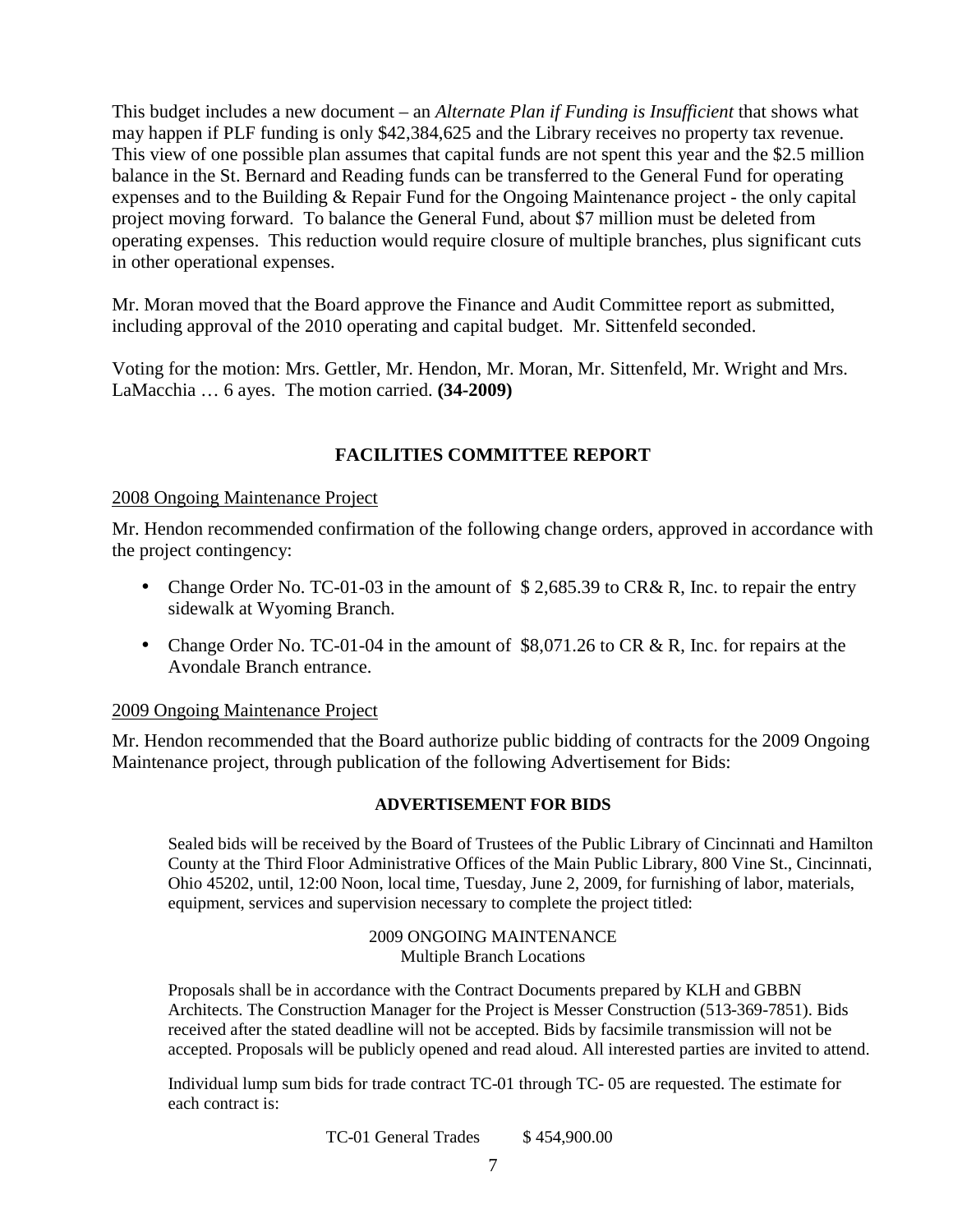This budget includes a new document – an *Alternate Plan if Funding is Insufficient* that shows what may happen if PLF funding is only $42,384,625 and the Library receives no property tax revenue. This view of one possible plan assumes that capital funds are not spent this year and the $2.5 million balance in the St. Bernard and Reading funds can be transferred to the General Fund for operating expenses and to the Building & Repair Fund for the Ongoing Maintenance project - the only capital project moving forward. To balance the General Fund, about $7 million must be deleted from operating expenses. This reduction would require closure of multiple branches, plus significant cuts in other operational expenses.

Mr. Moran moved that the Board approve the Finance and Audit Committee report as submitted, including approval of the 2010 operating and capital budget. Mr. Sittenfeld seconded.

Voting for the motion: Mrs. Gettler, Mr. Hendon, Mr. Moran, Mr. Sittenfeld, Mr. Wright and Mrs. LaMacchia … 6 ayes. The motion carried. **(34-2009)**

## FACILITIES COMMITTEE REPORT

2008 Ongoing Maintenance Project

Mr. Hendon recommended confirmation of the following change orders, approved in accordance with the project contingency:

- Change Order No. TC-01-03 in the amount of $ 2,685.39 to CR& R, Inc. to repair the entry sidewalk at Wyoming Branch.
- Change Order No. TC-01-04 in the amount of $8,071.26 to CR & R, Inc. for repairs at the Avondale Branch entrance.

2009 Ongoing Maintenance Project

Mr. Hendon recommended that the Board authorize public bidding of contracts for the 2009 Ongoing Maintenance project, through publication of the following Advertisement for Bids:

### ADVERTISEMENT FOR BIDS

Sealed bids will be received by the Board of Trustees of the Public Library of Cincinnati and Hamilton County at the Third Floor Administrative Offices of the Main Public Library, 800 Vine St., Cincinnati, Ohio 45202, until, 12:00 Noon, local time, Tuesday, June 2, 2009, for furnishing of labor, materials, equipment, services and supervision necessary to complete the project titled:

2009 ONGOING MAINTENANCE
Multiple Branch Locations

Proposals shall be in accordance with the Contract Documents prepared by KLH and GBBN Architects. The Construction Manager for the Project is Messer Construction (513-369-7851). Bids received after the stated deadline will not be accepted. Bids by facsimile transmission will not be accepted. Proposals will be publicly opened and read aloud. All interested parties are invited to attend.

Individual lump sum bids for trade contract TC-01 through TC- 05 are requested. The estimate for each contract is:

TC-01 General Trades $ 454,900.00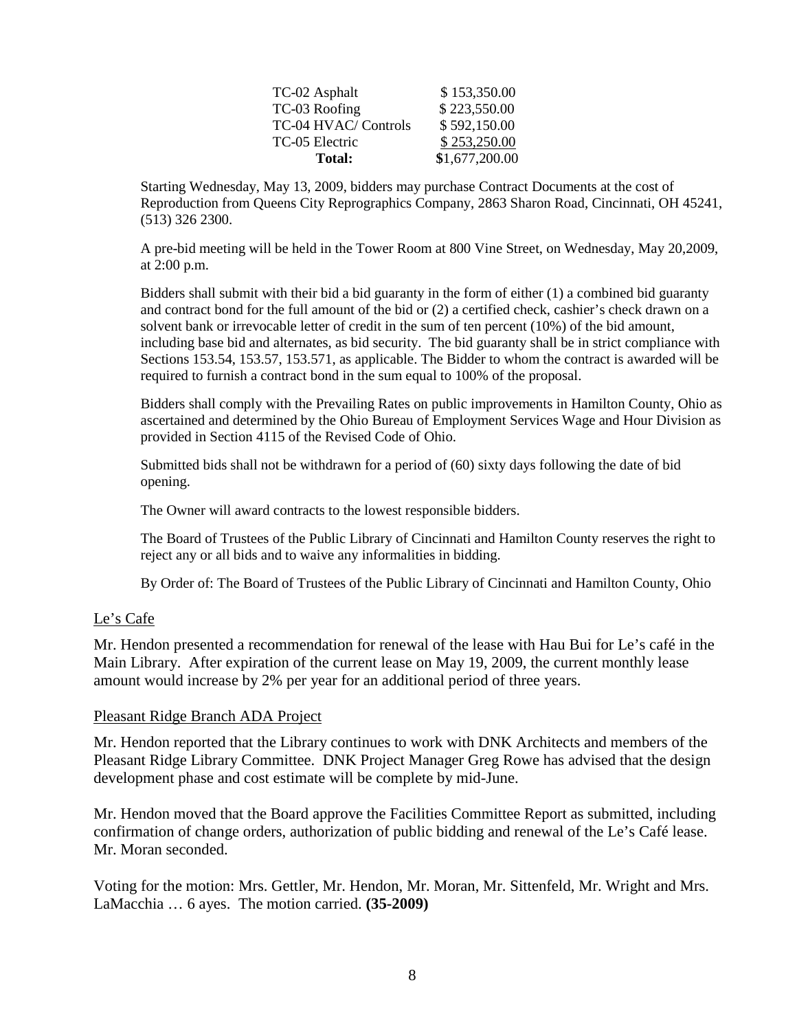| | |
|---|---|
| TC-02 Asphalt | \$ 153,350.00 |
| TC-03 Roofing | \$ 223,550.00 |
| TC-04 HVAC/ Controls | \$ 592,150.00 |
| TC-05 Electric | \$ 253,250.00 |
| **Total:** | **\$**1,677,200.00 |

Starting Wednesday, May 13, 2009, bidders may purchase Contract Documents at the cost of Reproduction from Queens City Reprographics Company, 2863 Sharon Road, Cincinnati, OH 45241, (513) 326 2300.

A pre-bid meeting will be held in the Tower Room at 800 Vine Street, on Wednesday, May 20,2009, at 2:00 p.m.

Bidders shall submit with their bid a bid guaranty in the form of either (1) a combined bid guaranty and contract bond for the full amount of the bid or (2) a certified check, cashier's check drawn on a solvent bank or irrevocable letter of credit in the sum of ten percent (10%) of the bid amount, including base bid and alternates, as bid security. The bid guaranty shall be in strict compliance with Sections 153.54, 153.57, 153.571, as applicable. The Bidder to whom the contract is awarded will be required to furnish a contract bond in the sum equal to 100% of the proposal.

Bidders shall comply with the Prevailing Rates on public improvements in Hamilton County, Ohio as ascertained and determined by the Ohio Bureau of Employment Services Wage and Hour Division as provided in Section 4115 of the Revised Code of Ohio.

Submitted bids shall not be withdrawn for a period of (60) sixty days following the date of bid opening.

The Owner will award contracts to the lowest responsible bidders.

The Board of Trustees of the Public Library of Cincinnati and Hamilton County reserves the right to reject any or all bids and to waive any informalities in bidding.

By Order of: The Board of Trustees of the Public Library of Cincinnati and Hamilton County, Ohio

Le's Cafe

Mr. Hendon presented a recommendation for renewal of the lease with Hau Bui for Le's café in the Main Library. After expiration of the current lease on May 19, 2009, the current monthly lease amount would increase by 2% per year for an additional period of three years.

Pleasant Ridge Branch ADA Project

Mr. Hendon reported that the Library continues to work with DNK Architects and members of the Pleasant Ridge Library Committee. DNK Project Manager Greg Rowe has advised that the design development phase and cost estimate will be complete by mid-June.

Mr. Hendon moved that the Board approve the Facilities Committee Report as submitted, including confirmation of change orders, authorization of public bidding and renewal of the Le's Café lease. Mr. Moran seconded.

Voting for the motion: Mrs. Gettler, Mr. Hendon, Mr. Moran, Mr. Sittenfeld, Mr. Wright and Mrs. LaMacchia … 6 ayes. The motion carried. **(35-2009)**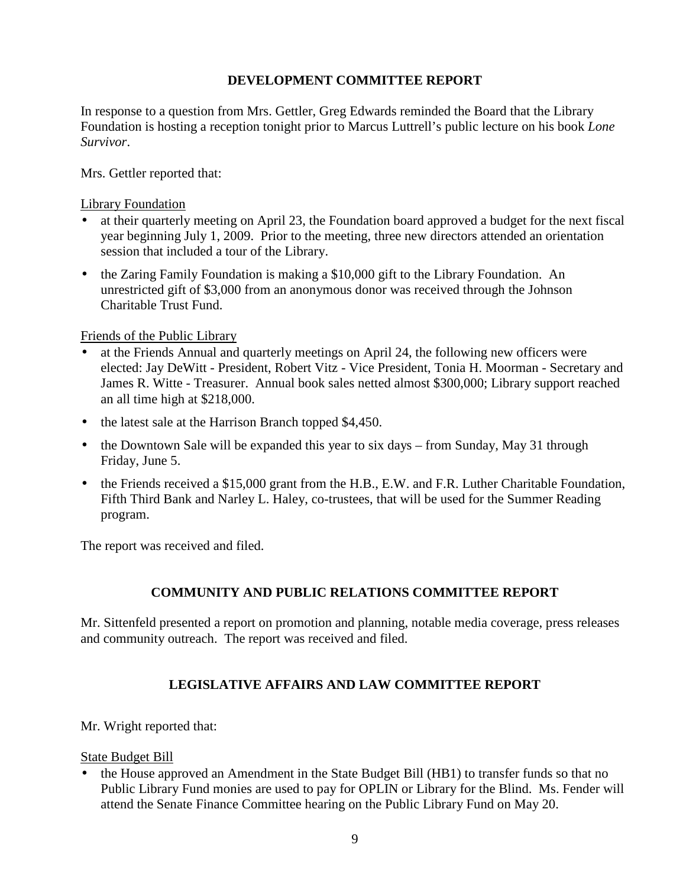## DEVELOPMENT COMMITTEE REPORT

In response to a question from Mrs. Gettler, Greg Edwards reminded the Board that the Library Foundation is hosting a reception tonight prior to Marcus Luttrell's public lecture on his book *Lone Survivor*.

Mrs. Gettler reported that:

Library Foundation

- at their quarterly meeting on April 23, the Foundation board approved a budget for the next fiscal year beginning July 1, 2009. Prior to the meeting, three new directors attended an orientation session that included a tour of the Library.
- the Zaring Family Foundation is making a $10,000 gift to the Library Foundation. An unrestricted gift of $3,000 from an anonymous donor was received through the Johnson Charitable Trust Fund.

Friends of the Public Library

- at the Friends Annual and quarterly meetings on April 24, the following new officers were elected: Jay DeWitt - President, Robert Vitz - Vice President, Tonia H. Moorman - Secretary and James R. Witte - Treasurer. Annual book sales netted almost $300,000; Library support reached an all time high at $218,000.
- the latest sale at the Harrison Branch topped $4,450.
- the Downtown Sale will be expanded this year to six days – from Sunday, May 31 through Friday, June 5.
- the Friends received a $15,000 grant from the H.B., E.W. and F.R. Luther Charitable Foundation, Fifth Third Bank and Narley L. Haley, co-trustees, that will be used for the Summer Reading program.

The report was received and filed.

## COMMUNITY AND PUBLIC RELATIONS COMMITTEE REPORT

Mr. Sittenfeld presented a report on promotion and planning, notable media coverage, press releases and community outreach. The report was received and filed.

## LEGISLATIVE AFFAIRS AND LAW COMMITTEE REPORT

Mr. Wright reported that:

State Budget Bill

- the House approved an Amendment in the State Budget Bill (HB1) to transfer funds so that no Public Library Fund monies are used to pay for OPLIN or Library for the Blind. Ms. Fender will attend the Senate Finance Committee hearing on the Public Library Fund on May 20.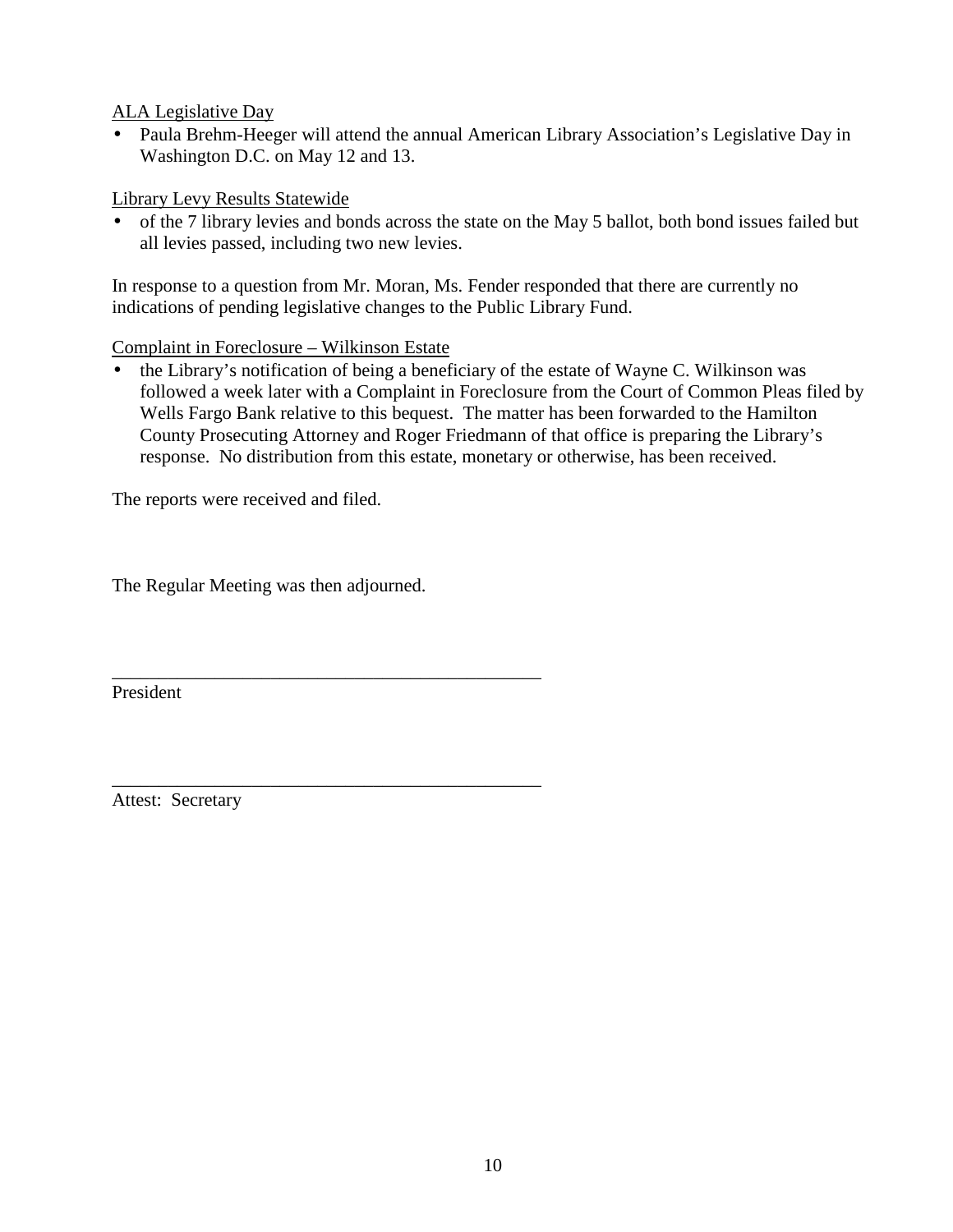ALA Legislative Day

- Paula Brehm-Heeger will attend the annual American Library Association's Legislative Day in Washington D.C. on May 12 and 13.

Library Levy Results Statewide

- of the 7 library levies and bonds across the state on the May 5 ballot, both bond issues failed but all levies passed, including two new levies.

In response to a question from Mr. Moran, Ms. Fender responded that there are currently no indications of pending legislative changes to the Public Library Fund.

Complaint in Foreclosure – Wilkinson Estate

- the Library's notification of being a beneficiary of the estate of Wayne C. Wilkinson was followed a week later with a Complaint in Foreclosure from the Court of Common Pleas filed by Wells Fargo Bank relative to this bequest. The matter has been forwarded to the Hamilton County Prosecuting Attorney and Roger Friedmann of that office is preparing the Library's response. No distribution from this estate, monetary or otherwise, has been received.

The reports were received and filed.

The Regular Meeting was then adjourned.

\_\_\_\_\_\_\_\_\_\_\_\_\_\_\_\_\_\_\_\_\_\_\_\_\_\_\_\_\_\_\_\_\_\_\_\_\_\_\_\_\_\_\_\_

President

\_\_\_\_\_\_\_\_\_\_\_\_\_\_\_\_\_\_\_\_\_\_\_\_\_\_\_\_\_\_\_\_\_\_\_\_\_\_\_\_\_\_\_\_

Attest: Secretary